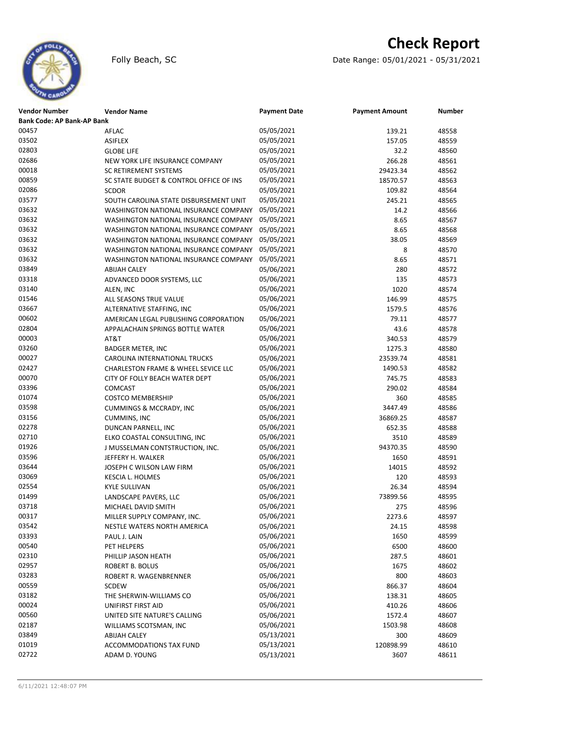# Check Report

Folly Beach, SC

Date Range: 05/01/2021 - 05/31/2021

| Vendor Number | Vendor Name | Payment Date | Payment Amount | Number |
|---|---|---|---|---|
| **Bank Code: AP Bank-AP Bank** | | | | |
| 00457 | AFLAC | 05/05/2021 | 139.21 | 48558 |
| 03502 | ASIFLEX | 05/05/2021 | 157.05 | 48559 |
| 02803 | GLOBE LIFE | 05/05/2021 | 32.2 | 48560 |
| 02686 | NEW YORK LIFE INSURANCE COMPANY | 05/05/2021 | 266.28 | 48561 |
| 00018 | SC RETIREMENT SYSTEMS | 05/05/2021 | 29423.34 | 48562 |
| 00859 | SC STATE BUDGET & CONTROL OFFICE OF INS | 05/05/2021 | 18570.57 | 48563 |
| 02086 | SCDOR | 05/05/2021 | 109.82 | 48564 |
| 03577 | SOUTH CAROLINA STATE DISBURSEMENT UNIT | 05/05/2021 | 245.21 | 48565 |
| 03632 | WASHINGTON NATIONAL INSURANCE COMPANY | 05/05/2021 | 14.2 | 48566 |
| 03632 | WASHINGTON NATIONAL INSURANCE COMPANY | 05/05/2021 | 8.65 | 48567 |
| 03632 | WASHINGTON NATIONAL INSURANCE COMPANY | 05/05/2021 | 8.65 | 48568 |
| 03632 | WASHINGTON NATIONAL INSURANCE COMPANY | 05/05/2021 | 38.05 | 48569 |
| 03632 | WASHINGTON NATIONAL INSURANCE COMPANY | 05/05/2021 | 8 | 48570 |
| 03632 | WASHINGTON NATIONAL INSURANCE COMPANY | 05/05/2021 | 8.65 | 48571 |
| 03849 | ABIJAH CALEY | 05/06/2021 | 280 | 48572 |
| 03318 | ADVANCED DOOR SYSTEMS, LLC | 05/06/2021 | 135 | 48573 |
| 03140 | ALEN, INC | 05/06/2021 | 1020 | 48574 |
| 01546 | ALL SEASONS TRUE VALUE | 05/06/2021 | 146.99 | 48575 |
| 03667 | ALTERNATIVE STAFFING, INC | 05/06/2021 | 1579.5 | 48576 |
| 00602 | AMERICAN LEGAL PUBLISHING CORPORATION | 05/06/2021 | 79.11 | 48577 |
| 02804 | APPALACHAIN SPRINGS BOTTLE WATER | 05/06/2021 | 43.6 | 48578 |
| 00003 | AT&T | 05/06/2021 | 340.53 | 48579 |
| 03260 | BADGER METER, INC | 05/06/2021 | 1275.3 | 48580 |
| 00027 | CAROLINA INTERNATIONAL TRUCKS | 05/06/2021 | 23539.74 | 48581 |
| 02427 | CHARLESTON FRAME & WHEEL SEVICE LLC | 05/06/2021 | 1490.53 | 48582 |
| 00070 | CITY OF FOLLY BEACH WATER DEPT | 05/06/2021 | 745.75 | 48583 |
| 03396 | COMCAST | 05/06/2021 | 290.02 | 48584 |
| 01074 | COSTCO MEMBERSHIP | 05/06/2021 | 360 | 48585 |
| 03598 | CUMMINGS & MCCRADY, INC | 05/06/2021 | 3447.49 | 48586 |
| 03156 | CUMMINS, INC | 05/06/2021 | 36869.25 | 48587 |
| 02278 | DUNCAN PARNELL, INC | 05/06/2021 | 652.35 | 48588 |
| 02710 | ELKO COASTAL CONSULTING, INC | 05/06/2021 | 3510 | 48589 |
| 01926 | J MUSSELMAN CONTSTRUCTION, INC. | 05/06/2021 | 94370.35 | 48590 |
| 03596 | JEFFERY H. WALKER | 05/06/2021 | 1650 | 48591 |
| 03644 | JOSEPH C WILSON LAW FIRM | 05/06/2021 | 14015 | 48592 |
| 03069 | KESCIA L. HOLMES | 05/06/2021 | 120 | 48593 |
| 02554 | KYLE SULLIVAN | 05/06/2021 | 26.34 | 48594 |
| 01499 | LANDSCAPE PAVERS, LLC | 05/06/2021 | 73899.56 | 48595 |
| 03718 | MICHAEL DAVID SMITH | 05/06/2021 | 275 | 48596 |
| 00317 | MILLER SUPPLY COMPANY, INC. | 05/06/2021 | 2273.6 | 48597 |
| 03542 | NESTLE WATERS NORTH AMERICA | 05/06/2021 | 24.15 | 48598 |
| 03393 | PAUL J. LAIN | 05/06/2021 | 1650 | 48599 |
| 00540 | PET HELPERS | 05/06/2021 | 6500 | 48600 |
| 02310 | PHILLIP JASON HEATH | 05/06/2021 | 287.5 | 48601 |
| 02957 | ROBERT B. BOLUS | 05/06/2021 | 1675 | 48602 |
| 03283 | ROBERT R. WAGENBRENNER | 05/06/2021 | 800 | 48603 |
| 00559 | SCDEW | 05/06/2021 | 866.37 | 48604 |
| 03182 | THE SHERWIN-WILLIAMS CO | 05/06/2021 | 138.31 | 48605 |
| 00024 | UNIFIRST FIRST AID | 05/06/2021 | 410.26 | 48606 |
| 00560 | UNITED SITE NATURE'S CALLING | 05/06/2021 | 1572.4 | 48607 |
| 02187 | WILLIAMS SCOTSMAN, INC | 05/06/2021 | 1503.98 | 48608 |
| 03849 | ABIJAH CALEY | 05/13/2021 | 300 | 48609 |
| 01019 | ACCOMMODATIONS TAX FUND | 05/13/2021 | 120898.99 | 48610 |
| 02722 | ADAM D. YOUNG | 05/13/2021 | 3607 | 48611 |

6/11/2021 12:48:07 PM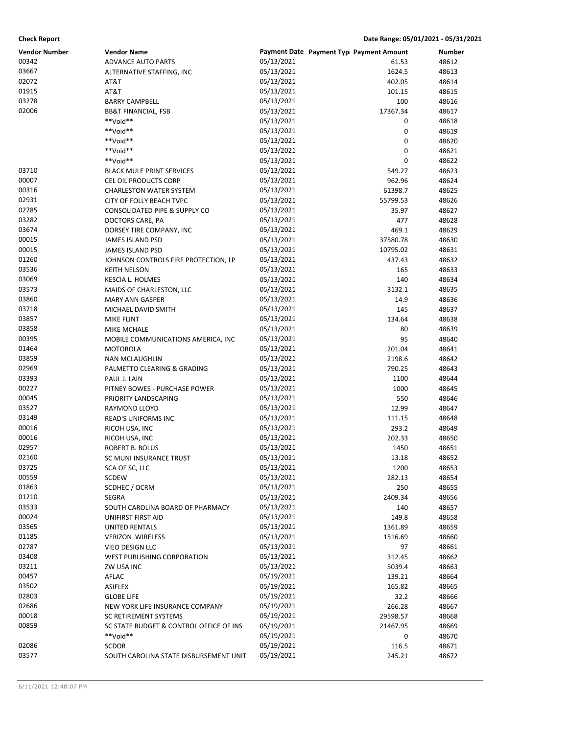**Check Report** — Date Range: 05/01/2021 - 05/31/2021

| Vendor Number | Vendor Name | Payment Date | Payment Type | Payment Amount | Number |
|---|---|---|---|---|---|
| 00342 | ADVANCE AUTO PARTS | 05/13/2021 | | 61.53 | 48612 |
| 03667 | ALTERNATIVE STAFFING, INC | 05/13/2021 | | 1624.5 | 48613 |
| 02072 | AT&T | 05/13/2021 | | 402.05 | 48614 |
| 01915 | AT&T | 05/13/2021 | | 101.15 | 48615 |
| 03278 | BARRY CAMPBELL | 05/13/2021 | | 100 | 48616 |
| 02006 | BB&T FINANCIAL, FSB | 05/13/2021 | | 17367.34 | 48617 |
| | **Void** | 05/13/2021 | | 0 | 48618 |
| | **Void** | 05/13/2021 | | 0 | 48619 |
| | **Void** | 05/13/2021 | | 0 | 48620 |
| | **Void** | 05/13/2021 | | 0 | 48621 |
| | **Void** | 05/13/2021 | | 0 | 48622 |
| 03710 | BLACK MULE PRINT SERVICES | 05/13/2021 | | 549.27 | 48623 |
| 00007 | CEL OIL PRODUCTS CORP | 05/13/2021 | | 962.96 | 48624 |
| 00316 | CHARLESTON WATER SYSTEM | 05/13/2021 | | 61398.7 | 48625 |
| 02931 | CITY OF FOLLY BEACH TVPC | 05/13/2021 | | 55799.53 | 48626 |
| 02785 | CONSOLIDATED PIPE & SUPPLY CO | 05/13/2021 | | 35.97 | 48627 |
| 03282 | DOCTORS CARE, PA | 05/13/2021 | | 477 | 48628 |
| 03674 | DORSEY TIRE COMPANY, INC | 05/13/2021 | | 469.1 | 48629 |
| 00015 | JAMES ISLAND PSD | 05/13/2021 | | 37580.78 | 48630 |
| 00015 | JAMES ISLAND PSD | 05/13/2021 | | 10795.02 | 48631 |
| 01260 | JOHNSON CONTROLS FIRE PROTECTION, LP | 05/13/2021 | | 437.43 | 48632 |
| 03536 | KEITH NELSON | 05/13/2021 | | 165 | 48633 |
| 03069 | KESCIA L. HOLMES | 05/13/2021 | | 140 | 48634 |
| 03573 | MAIDS OF CHARLESTON, LLC | 05/13/2021 | | 3132.1 | 48635 |
| 03860 | MARY ANN GASPER | 05/13/2021 | | 14.9 | 48636 |
| 03718 | MICHAEL DAVID SMITH | 05/13/2021 | | 145 | 48637 |
| 03857 | MIKE FLINT | 05/13/2021 | | 134.64 | 48638 |
| 03858 | MIKE MCHALE | 05/13/2021 | | 80 | 48639 |
| 00395 | MOBILE COMMUNICATIONS AMERICA, INC | 05/13/2021 | | 95 | 48640 |
| 01464 | MOTOROLA | 05/13/2021 | | 201.04 | 48641 |
| 03859 | NAN MCLAUGHLIN | 05/13/2021 | | 2198.6 | 48642 |
| 02969 | PALMETTO CLEARING & GRADING | 05/13/2021 | | 790.25 | 48643 |
| 03393 | PAUL J. LAIN | 05/13/2021 | | 1100 | 48644 |
| 00227 | PITNEY BOWES - PURCHASE POWER | 05/13/2021 | | 1000 | 48645 |
| 00045 | PRIORITY LANDSCAPING | 05/13/2021 | | 550 | 48646 |
| 03527 | RAYMOND LLOYD | 05/13/2021 | | 12.99 | 48647 |
| 03149 | READ'S UNIFORMS INC | 05/13/2021 | | 111.15 | 48648 |
| 00016 | RICOH USA, INC | 05/13/2021 | | 293.2 | 48649 |
| 00016 | RICOH USA, INC | 05/13/2021 | | 202.33 | 48650 |
| 02957 | ROBERT B. BOLUS | 05/13/2021 | | 1450 | 48651 |
| 02160 | SC MUNI INSURANCE TRUST | 05/13/2021 | | 13.18 | 48652 |
| 03725 | SCA OF SC, LLC | 05/13/2021 | | 1200 | 48653 |
| 00559 | SCDEW | 05/13/2021 | | 282.13 | 48654 |
| 01863 | SCDHEC / OCRM | 05/13/2021 | | 250 | 48655 |
| 01210 | SEGRA | 05/13/2021 | | 2409.34 | 48656 |
| 03533 | SOUTH CAROLINA BOARD OF PHARMACY | 05/13/2021 | | 140 | 48657 |
| 00024 | UNIFIRST FIRST AID | 05/13/2021 | | 149.8 | 48658 |
| 03565 | UNITED RENTALS | 05/13/2021 | | 1361.89 | 48659 |
| 01185 | VERIZON WIRELESS | 05/13/2021 | | 1516.69 | 48660 |
| 02787 | VIEO DESIGN LLC | 05/13/2021 | | 97 | 48661 |
| 03408 | WEST PUBLISHING CORPORATION | 05/13/2021 | | 312.45 | 48662 |
| 03211 | ZW USA INC | 05/13/2021 | | 5039.4 | 48663 |
| 00457 | AFLAC | 05/19/2021 | | 139.21 | 48664 |
| 03502 | ASIFLEX | 05/19/2021 | | 165.82 | 48665 |
| 02803 | GLOBE LIFE | 05/19/2021 | | 32.2 | 48666 |
| 02686 | NEW YORK LIFE INSURANCE COMPANY | 05/19/2021 | | 266.28 | 48667 |
| 00018 | SC RETIREMENT SYSTEMS | 05/19/2021 | | 29598.57 | 48668 |
| 00859 | SC STATE BUDGET & CONTROL OFFICE OF INS | 05/19/2021 | | 21467.95 | 48669 |
| | **Void** | 05/19/2021 | | 0 | 48670 |
| 02086 | SCDOR | 05/19/2021 | | 116.5 | 48671 |
| 03577 | SOUTH CAROLINA STATE DISBURSEMENT UNIT | 05/19/2021 | | 245.21 | 48672 |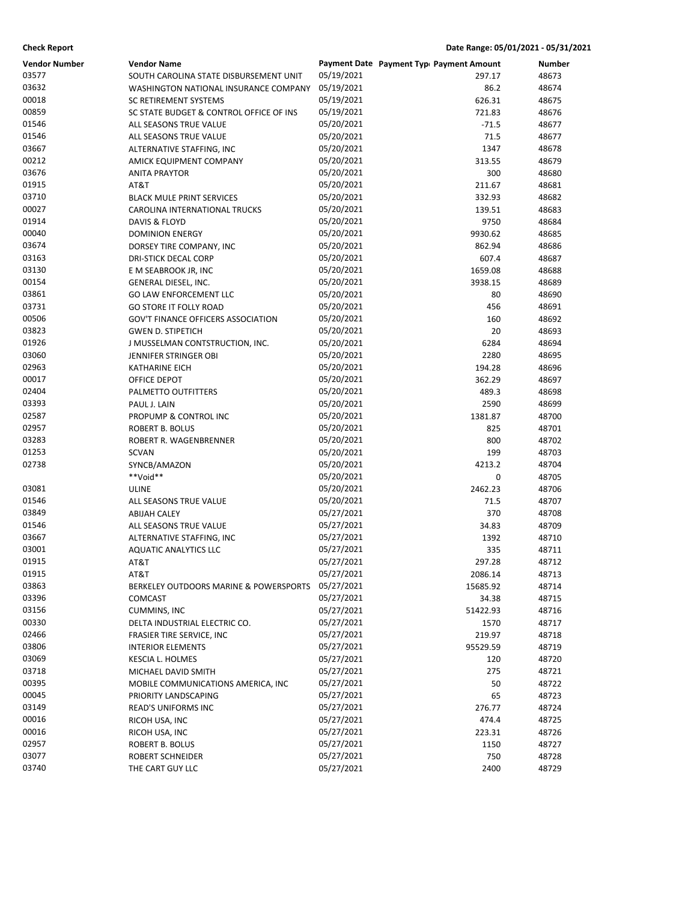**Check Report** | **Date Range: 05/01/2021 - 05/31/2021**

| Vendor Number | Vendor Name | Payment Date | Payment Type | Payment Amount | Number |
|---|---|---|---|---|---|
| 03577 | SOUTH CAROLINA STATE DISBURSEMENT UNIT | 05/19/2021 | | 297.17 | 48673 |
| 03632 | WASHINGTON NATIONAL INSURANCE COMPANY | 05/19/2021 | | 86.2 | 48674 |
| 00018 | SC RETIREMENT SYSTEMS | 05/19/2021 | | 626.31 | 48675 |
| 00859 | SC STATE BUDGET & CONTROL OFFICE OF INS | 05/19/2021 | | 721.83 | 48676 |
| 01546 | ALL SEASONS TRUE VALUE | 05/20/2021 | | -71.5 | 48677 |
| 01546 | ALL SEASONS TRUE VALUE | 05/20/2021 | | 71.5 | 48677 |
| 03667 | ALTERNATIVE STAFFING, INC | 05/20/2021 | | 1347 | 48678 |
| 00212 | AMICK EQUIPMENT COMPANY | 05/20/2021 | | 313.55 | 48679 |
| 03676 | ANITA PRAYTOR | 05/20/2021 | | 300 | 48680 |
| 01915 | AT&T | 05/20/2021 | | 211.67 | 48681 |
| 03710 | BLACK MULE PRINT SERVICES | 05/20/2021 | | 332.93 | 48682 |
| 00027 | CAROLINA INTERNATIONAL TRUCKS | 05/20/2021 | | 139.51 | 48683 |
| 01914 | DAVIS & FLOYD | 05/20/2021 | | 9750 | 48684 |
| 00040 | DOMINION ENERGY | 05/20/2021 | | 9930.62 | 48685 |
| 03674 | DORSEY TIRE COMPANY, INC | 05/20/2021 | | 862.94 | 48686 |
| 03163 | DRI-STICK DECAL CORP | 05/20/2021 | | 607.4 | 48687 |
| 03130 | E M SEABROOK JR, INC | 05/20/2021 | | 1659.08 | 48688 |
| 00154 | GENERAL DIESEL, INC. | 05/20/2021 | | 3938.15 | 48689 |
| 03861 | GO LAW ENFORCEMENT LLC | 05/20/2021 | | 80 | 48690 |
| 03731 | GO STORE IT FOLLY ROAD | 05/20/2021 | | 456 | 48691 |
| 00506 | GOV'T FINANCE OFFICERS ASSOCIATION | 05/20/2021 | | 160 | 48692 |
| 03823 | GWEN D. STIPETICH | 05/20/2021 | | 20 | 48693 |
| 01926 | J MUSSELMAN CONTSTRUCTION, INC. | 05/20/2021 | | 6284 | 48694 |
| 03060 | JENNIFER STRINGER OBI | 05/20/2021 | | 2280 | 48695 |
| 02963 | KATHARINE EICH | 05/20/2021 | | 194.28 | 48696 |
| 00017 | OFFICE DEPOT | 05/20/2021 | | 362.29 | 48697 |
| 02404 | PALMETTO OUTFITTERS | 05/20/2021 | | 489.3 | 48698 |
| 03393 | PAUL J. LAIN | 05/20/2021 | | 2590 | 48699 |
| 02587 | PROPUMP & CONTROL INC | 05/20/2021 | | 1381.87 | 48700 |
| 02957 | ROBERT B. BOLUS | 05/20/2021 | | 825 | 48701 |
| 03283 | ROBERT R. WAGENBRENNER | 05/20/2021 | | 800 | 48702 |
| 01253 | SCVAN | 05/20/2021 | | 199 | 48703 |
| 02738 | SYNCB/AMAZON | 05/20/2021 | | 4213.2 | 48704 |
| | **Void** | 05/20/2021 | | 0 | 48705 |
| 03081 | ULINE | 05/20/2021 | | 2462.23 | 48706 |
| 01546 | ALL SEASONS TRUE VALUE | 05/20/2021 | | 71.5 | 48707 |
| 03849 | ABIJAH CALEY | 05/27/2021 | | 370 | 48708 |
| 01546 | ALL SEASONS TRUE VALUE | 05/27/2021 | | 34.83 | 48709 |
| 03667 | ALTERNATIVE STAFFING, INC | 05/27/2021 | | 1392 | 48710 |
| 03001 | AQUATIC ANALYTICS LLC | 05/27/2021 | | 335 | 48711 |
| 01915 | AT&T | 05/27/2021 | | 297.28 | 48712 |
| 01915 | AT&T | 05/27/2021 | | 2086.14 | 48713 |
| 03863 | BERKELEY OUTDOORS MARINE & POWERSPORTS | 05/27/2021 | | 15685.92 | 48714 |
| 03396 | COMCAST | 05/27/2021 | | 34.38 | 48715 |
| 03156 | CUMMINS, INC | 05/27/2021 | | 51422.93 | 48716 |
| 00330 | DELTA INDUSTRIAL ELECTRIC CO. | 05/27/2021 | | 1570 | 48717 |
| 02466 | FRASIER TIRE SERVICE, INC | 05/27/2021 | | 219.97 | 48718 |
| 03806 | INTERIOR ELEMENTS | 05/27/2021 | | 95529.59 | 48719 |
| 03069 | KESCIA L. HOLMES | 05/27/2021 | | 120 | 48720 |
| 03718 | MICHAEL DAVID SMITH | 05/27/2021 | | 275 | 48721 |
| 00395 | MOBILE COMMUNICATIONS AMERICA, INC | 05/27/2021 | | 50 | 48722 |
| 00045 | PRIORITY LANDSCAPING | 05/27/2021 | | 65 | 48723 |
| 03149 | READ'S UNIFORMS INC | 05/27/2021 | | 276.77 | 48724 |
| 00016 | RICOH USA, INC | 05/27/2021 | | 474.4 | 48725 |
| 00016 | RICOH USA, INC | 05/27/2021 | | 223.31 | 48726 |
| 02957 | ROBERT B. BOLUS | 05/27/2021 | | 1150 | 48727 |
| 03077 | ROBERT SCHNEIDER | 05/27/2021 | | 750 | 48728 |
| 03740 | THE CART GUY LLC | 05/27/2021 | | 2400 | 48729 |